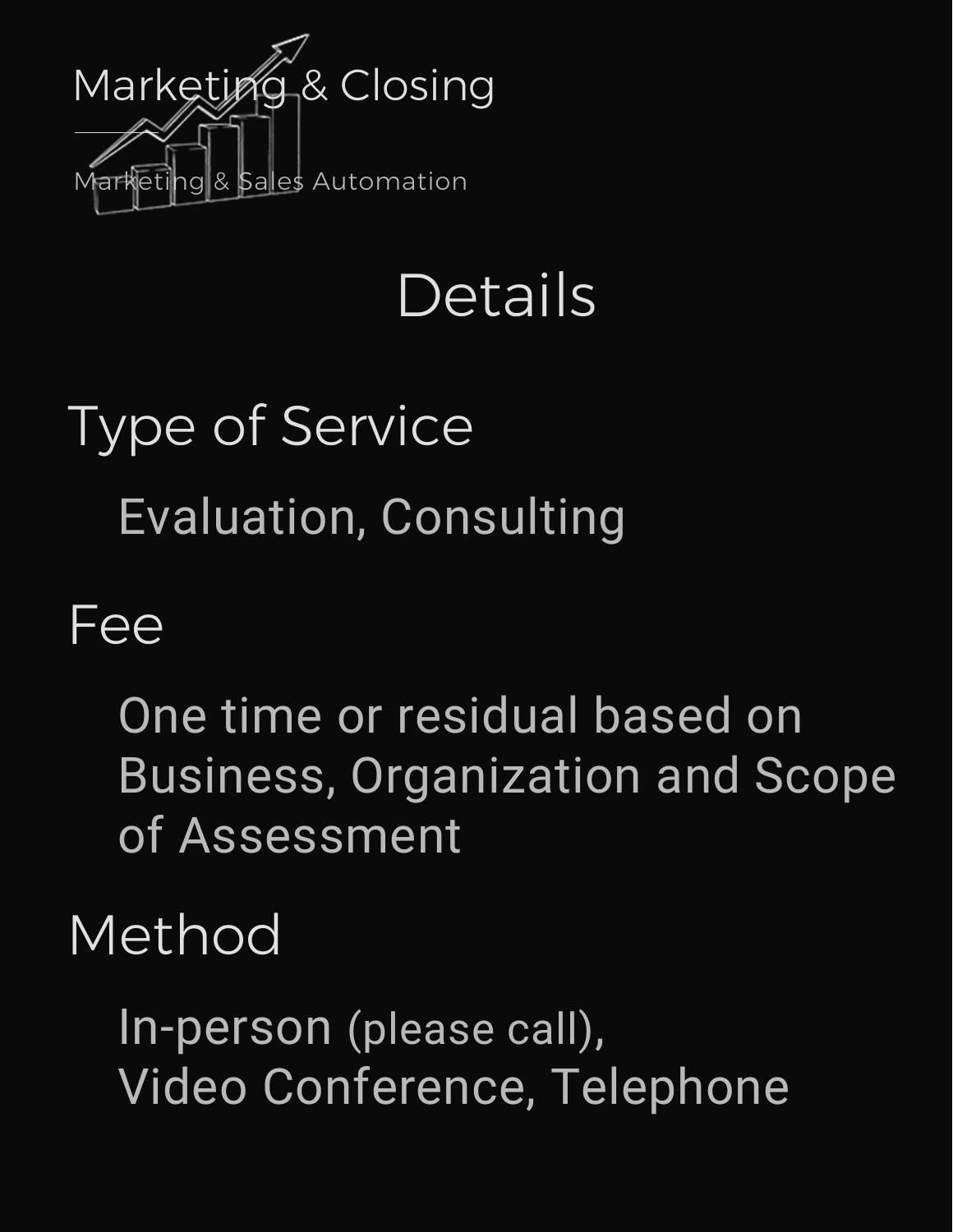Marketing & Closing

Marketing & Sales Automation

# Details

## Type of Service

Evaluation, Consulting

## Fee

One time or residual based on Business, Organization and Scope of Assessment

## Method

In-person (please call),
Video Conference, Telephone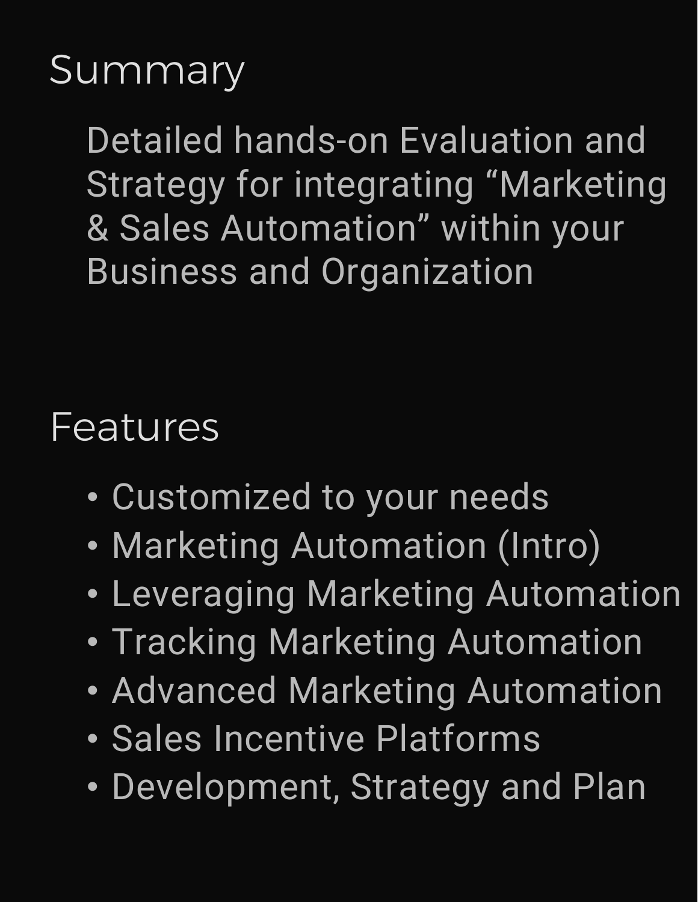## Summary

Detailed hands-on Evaluation and Strategy for integrating “Marketing & Sales Automation” within your Business and Organization

## Features

- Customized to your needs
- Marketing Automation (Intro)
- Leveraging Marketing Automation
- Tracking Marketing Automation
- Advanced Marketing Automation
- Sales Incentive Platforms
- Development, Strategy and Plan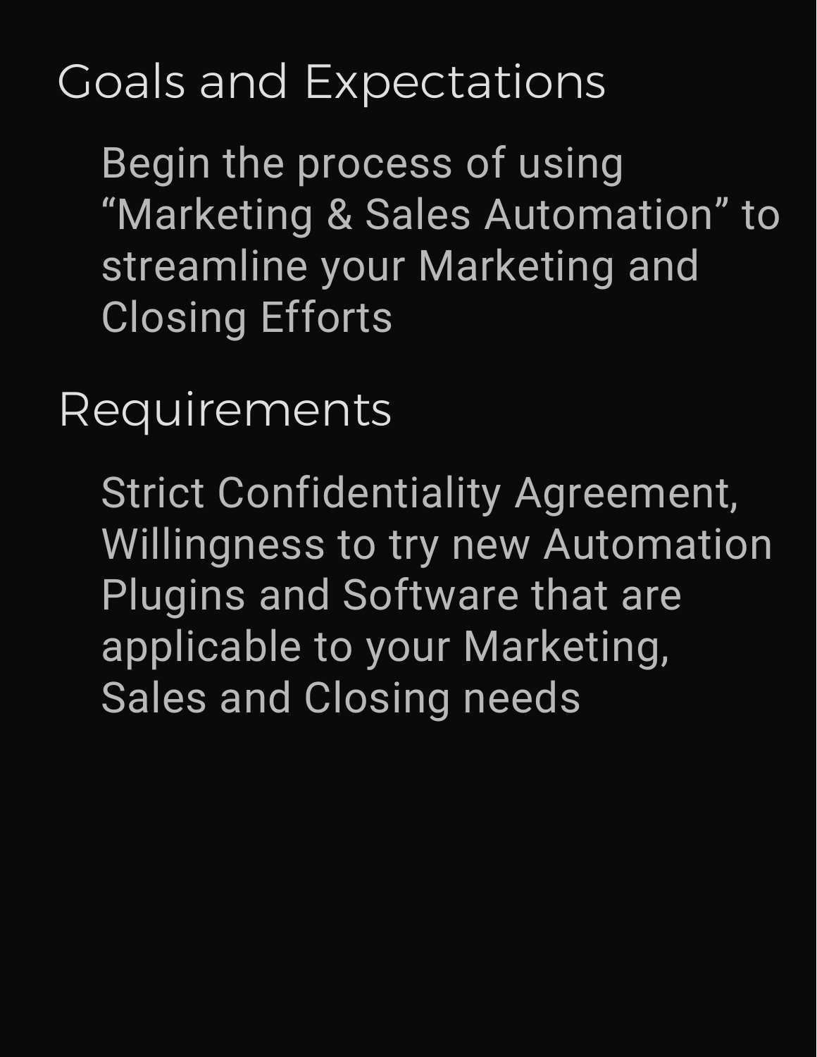## Goals and Expectations

Begin the process of using “Marketing & Sales Automation” to streamline your Marketing and Closing Efforts

## Requirements

Strict Confidentiality Agreement, Willingness to try new Automation Plugins and Software that are applicable to your Marketing, Sales and Closing needs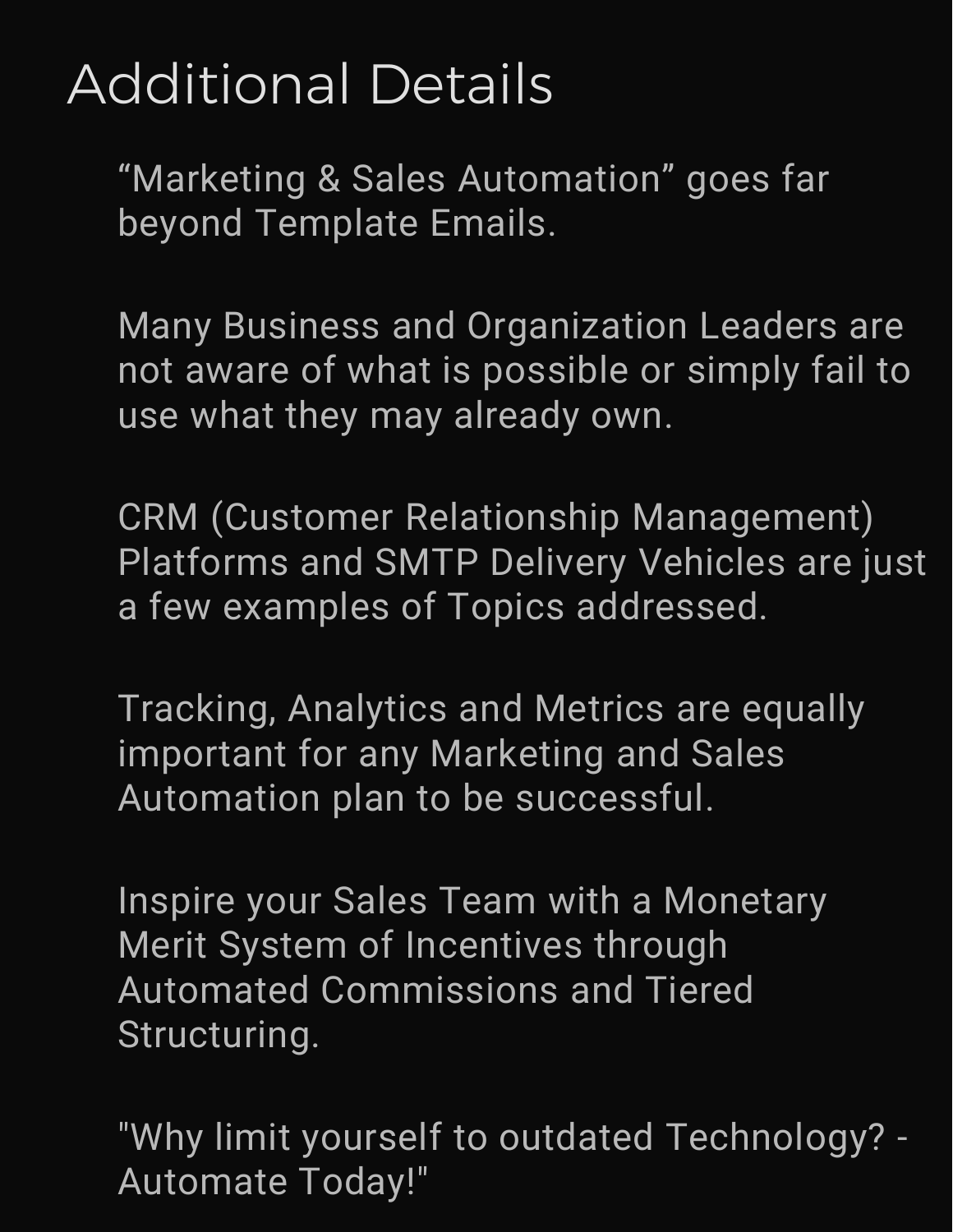# Additional Details

“Marketing & Sales Automation” goes far beyond Template Emails.

Many Business and Organization Leaders are not aware of what is possible or simply fail to use what they may already own.

CRM (Customer Relationship Management) Platforms and SMTP Delivery Vehicles are just a few examples of Topics addressed.

Tracking, Analytics and Metrics are equally important for any Marketing and Sales Automation plan to be successful.

Inspire your Sales Team with a Monetary Merit System of Incentives through Automated Commissions and Tiered Structuring.

"Why limit yourself to outdated Technology? - Automate Today!"